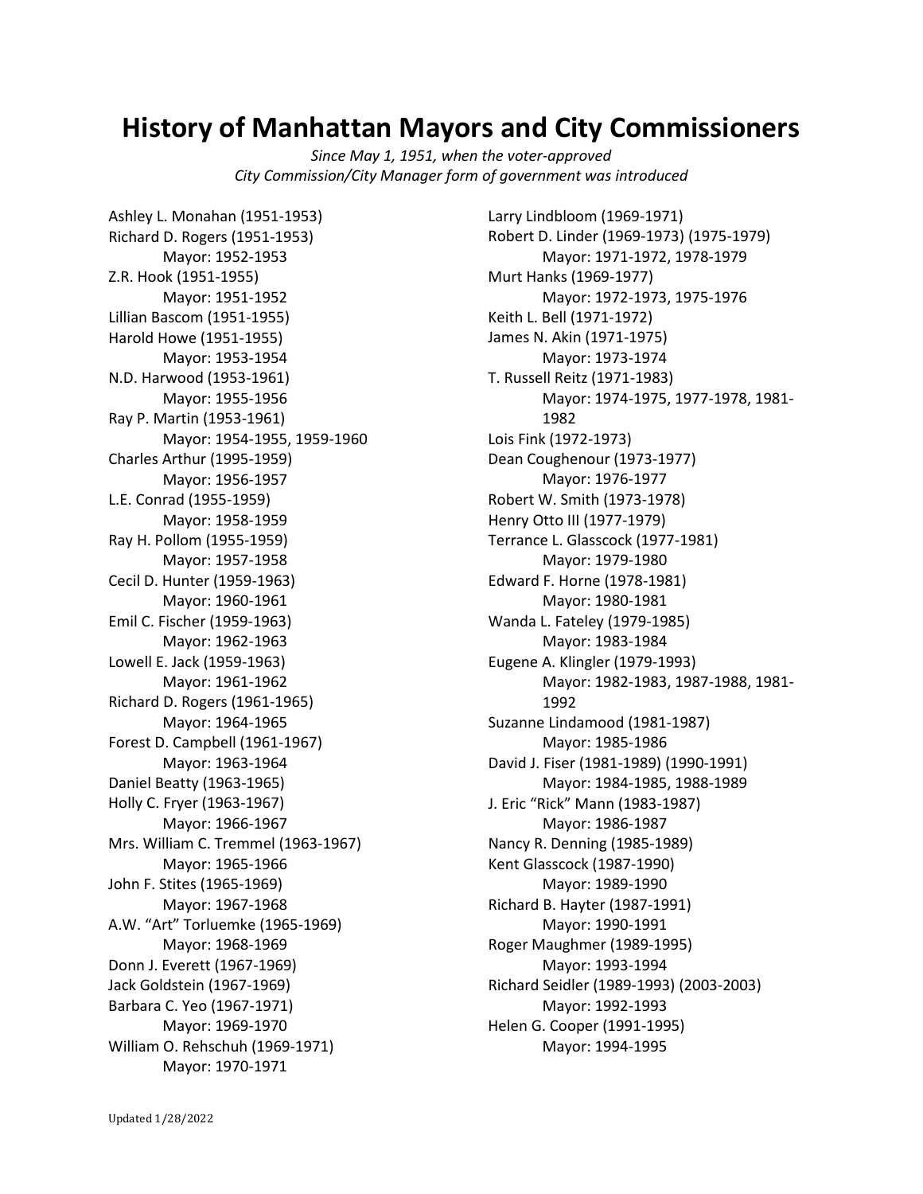# History of Manhattan Mayors and City Commissioners

*Since May 1, 1951, when the voter-approved City Commission/City Manager form of government was introduced*

Ashley L. Monahan (1951-1953)
Richard D. Rogers (1951-1953)
  Mayor: 1952-1953
Z.R. Hook (1951-1955)
  Mayor: 1951-1952
Lillian Bascom (1951-1955)
Harold Howe (1951-1955)
  Mayor: 1953-1954
N.D. Harwood (1953-1961)
  Mayor: 1955-1956
Ray P. Martin (1953-1961)
  Mayor: 1954-1955, 1959-1960
Charles Arthur (1995-1959)
  Mayor: 1956-1957
L.E. Conrad (1955-1959)
  Mayor: 1958-1959
Ray H. Pollom (1955-1959)
  Mayor: 1957-1958
Cecil D. Hunter (1959-1963)
  Mayor: 1960-1961
Emil C. Fischer (1959-1963)
  Mayor: 1962-1963
Lowell E. Jack (1959-1963)
  Mayor: 1961-1962
Richard D. Rogers (1961-1965)
  Mayor: 1964-1965
Forest D. Campbell (1961-1967)
  Mayor: 1963-1964
Daniel Beatty (1963-1965)
Holly C. Fryer (1963-1967)
  Mayor: 1966-1967
Mrs. William C. Tremmel (1963-1967)
  Mayor: 1965-1966
John F. Stites (1965-1969)
  Mayor: 1967-1968
A.W. "Art" Torluemke (1965-1969)
  Mayor: 1968-1969
Donn J. Everett (1967-1969)
Jack Goldstein (1967-1969)
Barbara C. Yeo (1967-1971)
  Mayor: 1969-1970
William O. Rehschuh (1969-1971)
  Mayor: 1970-1971
Larry Lindbloom (1969-1971)
Robert D. Linder (1969-1973) (1975-1979)
  Mayor: 1971-1972, 1978-1979
Murt Hanks (1969-1977)
  Mayor: 1972-1973, 1975-1976
Keith L. Bell (1971-1972)
James N. Akin (1971-1975)
  Mayor: 1973-1974
T. Russell Reitz (1971-1983)
  Mayor: 1974-1975, 1977-1978, 1981-1982
Lois Fink (1972-1973)
Dean Coughenour (1973-1977)
  Mayor: 1976-1977
Robert W. Smith (1973-1978)
Henry Otto III (1977-1979)
Terrance L. Glasscock (1977-1981)
  Mayor: 1979-1980
Edward F. Horne (1978-1981)
  Mayor: 1980-1981
Wanda L. Fateley (1979-1985)
  Mayor: 1983-1984
Eugene A. Klingler (1979-1993)
  Mayor: 1982-1983, 1987-1988, 1981-1992
Suzanne Lindamood (1981-1987)
  Mayor: 1985-1986
David J. Fiser (1981-1989) (1990-1991)
  Mayor: 1984-1985, 1988-1989
J. Eric "Rick" Mann (1983-1987)
  Mayor: 1986-1987
Nancy R. Denning (1985-1989)
Kent Glasscock (1987-1990)
  Mayor: 1989-1990
Richard B. Hayter (1987-1991)
  Mayor: 1990-1991
Roger Maughmer (1989-1995)
  Mayor: 1993-1994
Richard Seidler (1989-1993) (2003-2003)
  Mayor: 1992-1993
Helen G. Cooper (1991-1995)
  Mayor: 1994-1995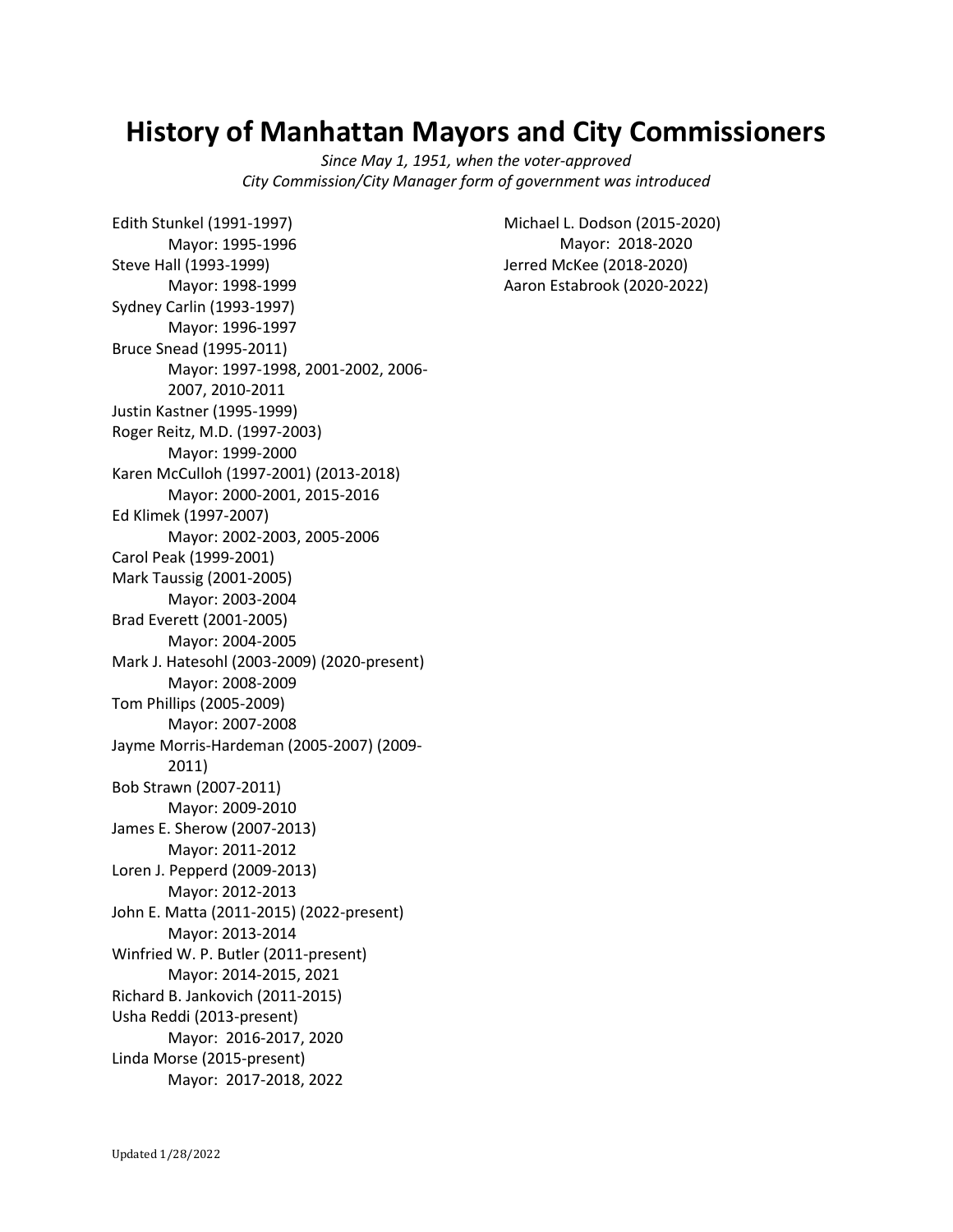# History of Manhattan Mayors and City Commissioners

*Since May 1, 1951, when the voter-approved City Commission/City Manager form of government was introduced*

Edith Stunkel (1991-1997)
    Mayor: 1995-1996
Steve Hall (1993-1999)
    Mayor: 1998-1999
Sydney Carlin (1993-1997)
    Mayor: 1996-1997
Bruce Snead (1995-2011)
    Mayor: 1997-1998, 2001-2002, 2006-2007, 2010-2011
Justin Kastner (1995-1999)
Roger Reitz, M.D. (1997-2003)
    Mayor: 1999-2000
Karen McCulloh (1997-2001) (2013-2018)
    Mayor: 2000-2001, 2015-2016
Ed Klimek (1997-2007)
    Mayor: 2002-2003, 2005-2006
Carol Peak (1999-2001)
Mark Taussig (2001-2005)
    Mayor: 2003-2004
Brad Everett (2001-2005)
    Mayor: 2004-2005
Mark J. Hatesohl (2003-2009) (2020-present)
    Mayor: 2008-2009
Tom Phillips (2005-2009)
    Mayor: 2007-2008
Jayme Morris-Hardeman (2005-2007) (2009-2011)
Bob Strawn (2007-2011)
    Mayor: 2009-2010
James E. Sherow (2007-2013)
    Mayor: 2011-2012
Loren J. Pepperd (2009-2013)
    Mayor: 2012-2013
John E. Matta (2011-2015) (2022-present)
    Mayor: 2013-2014
Winfried W. P. Butler (2011-present)
    Mayor: 2014-2015, 2021
Richard B. Jankovich (2011-2015)
Usha Reddi (2013-present)
    Mayor: 2016-2017, 2020
Linda Morse (2015-present)
    Mayor: 2017-2018, 2022
Michael L. Dodson (2015-2020)
    Mayor: 2018-2020
Jerred McKee (2018-2020)
Aaron Estabrook (2020-2022)

Updated 1/28/2022